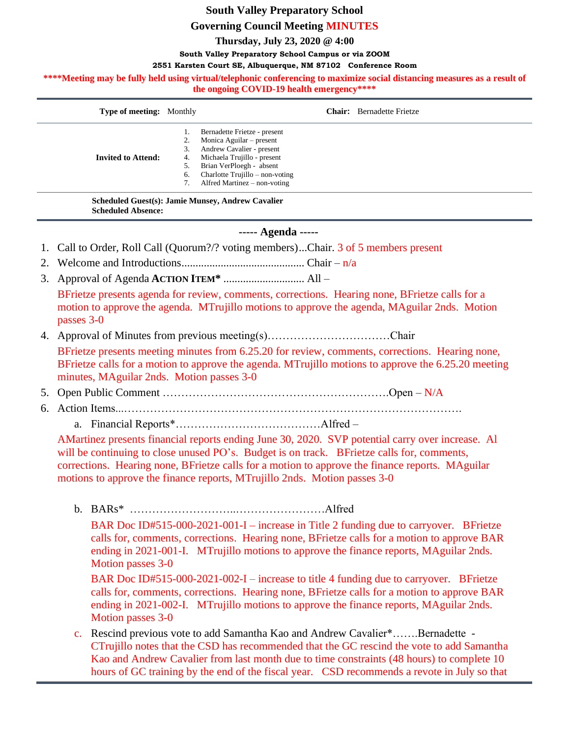# South Valley Preparatory School

## Governing Council Meeting MINUTES

**Thursday, July 23, 2020 @ 4:00**

**South Valley Preparatory School Campus or via ZOOM**

**2551 Karsten Court SE, Albuquerque, NM 87102 Conference Room**

**\*\*\*\*Meeting may be fully held using virtual/telephonic conferencing to maximize social distancing measures as a result of the ongoing COVID-19 health emergency\*\*\*\***

| **Type of meeting:** Monthly | **Chair:** Bernadette Frietze |
|---|---|
| **Invited to Attend:** | 1. Bernadette Frietze - present<br>2. Monica Aguilar – present<br>3. Andrew Cavalier - present<br>4. Michaela Trujillo - present<br>5. Brian VerPloegh - absent<br>6. Charlotte Trujillo – non-voting<br>7. Alfred Martinez – non-voting |

**Scheduled Guest(s): Jamie Munsey, Andrew Cavalier**
**Scheduled Absence:**

**----- Agenda -----**

1. Call to Order, Roll Call (Quorum?/? voting members)...Chair. 3 of 5 members present
2. Welcome and Introductions............................................ Chair – n/a
3. Approval of Agenda **ACTION ITEM\*** ............................. All –

   BFrietze presents agenda for review, comments, corrections. Hearing none, BFrietze calls for a motion to approve the agenda. MTrujillo motions to approve the agenda, MAguilar 2nds. Motion passes 3-0
4. Approval of Minutes from previous meeting(s)……………………………Chair

   BFrietze presents meeting minutes from 6.25.20 for review, comments, corrections. Hearing none, BFrietze calls for a motion to approve the agenda. MTrujillo motions to approve the 6.25.20 meeting minutes, MAguilar 2nds. Motion passes 3-0
5. Open Public Comment ………………………………………………….Open – N/A
6. Action Items...……………………………………………………………………………
   a. Financial Reports\*…………………………………Alfred –

   AMartinez presents financial reports ending June 30, 2020. SVP potential carry over increase. Al will be continuing to close unused PO's. Budget is on track. BFrietze calls for, comments, corrections. Hearing none, BFrietze calls for a motion to approve the finance reports. MAguilar motions to approve the finance reports, MTrujillo 2nds. Motion passes 3-0

   b. BARs\* ………………………..……………………Alfred

      BAR Doc ID#515-000-2021-001-I – increase in Title 2 funding due to carryover. BFrietze calls for, comments, corrections. Hearing none, BFrietze calls for a motion to approve BAR ending in 2021-001-I. MTrujillo motions to approve the finance reports, MAguilar 2nds. Motion passes 3-0

      BAR Doc ID#515-000-2021-002-I – increase to title 4 funding due to carryover. BFrietze calls for, comments, corrections. Hearing none, BFrietze calls for a motion to approve BAR ending in 2021-002-I. MTrujillo motions to approve the finance reports, MAguilar 2nds. Motion passes 3-0

   c. Rescind previous vote to add Samantha Kao and Andrew Cavalier\*…….Bernadette - CTrujillo notes that the CSD has recommended that the GC rescind the vote to add Samantha Kao and Andrew Cavalier from last month due to time constraints (48 hours) to complete 10 hours of GC training by the end of the fiscal year. CSD recommends a revote in July so that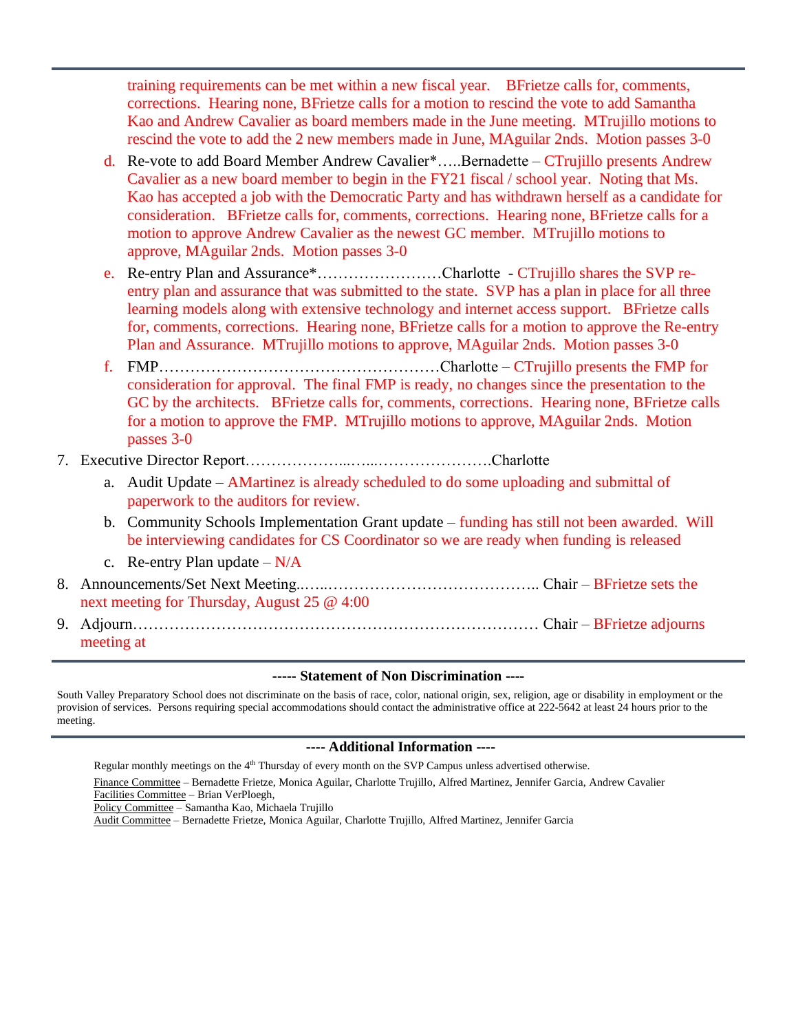training requirements can be met within a new fiscal year. BFrietze calls for, comments, corrections. Hearing none, BFrietze calls for a motion to rescind the vote to add Samantha Kao and Andrew Cavalier as board members made in the June meeting. MTrujillo motions to rescind the vote to add the 2 new members made in June, MAguilar 2nds. Motion passes 3-0

d. Re-vote to add Board Member Andrew Cavalier*…..Bernadette – CTrujillo presents Andrew Cavalier as a new board member to begin in the FY21 fiscal / school year. Noting that Ms. Kao has accepted a job with the Democratic Party and has withdrawn herself as a candidate for consideration. BFrietze calls for, comments, corrections. Hearing none, BFrietze calls for a motion to approve Andrew Cavalier as the newest GC member. MTrujillo motions to approve, MAguilar 2nds. Motion passes 3-0

e. Re-entry Plan and Assurance*……………………Charlotte - CTrujillo shares the SVP re-entry plan and assurance that was submitted to the state. SVP has a plan in place for all three learning models along with extensive technology and internet access support. BFrietze calls for, comments, corrections. Hearing none, BFrietze calls for a motion to approve the Re-entry Plan and Assurance. MTrujillo motions to approve, MAguilar 2nds. Motion passes 3-0

f. FMP………………………………………………Charlotte – CTrujillo presents the FMP for consideration for approval. The final FMP is ready, no changes since the presentation to the GC by the architects. BFrietze calls for, comments, corrections. Hearing none, BFrietze calls for a motion to approve the FMP. MTrujillo motions to approve, MAguilar 2nds. Motion passes 3-0

7. Executive Director Report………………...…...………………….Charlotte
   a. Audit Update – AMartinez is already scheduled to do some uploading and submittal of paperwork to the auditors for review.
   b. Community Schools Implementation Grant update – funding has still not been awarded. Will be interviewing candidates for CS Coordinator so we are ready when funding is released
   c. Re-entry Plan update – N/A
8. Announcements/Set Next Meeting..…..………………………………….. Chair – BFrietze sets the next meeting for Thursday, August 25 @ 4:00
9. Adjourn…………………………………………………………………… Chair – BFrietze adjourns meeting at

**----- Statement of Non Discrimination ----**

South Valley Preparatory School does not discriminate on the basis of race, color, national origin, sex, religion, age or disability in employment or the provision of services. Persons requiring special accommodations should contact the administrative office at 222-5642 at least 24 hours prior to the meeting.

**---- Additional Information ----**

Regular monthly meetings on the 4th Thursday of every month on the SVP Campus unless advertised otherwise.

Finance Committee – Bernadette Frietze, Monica Aguilar, Charlotte Trujillo, Alfred Martinez, Jennifer Garcia, Andrew Cavalier
Facilities Committee – Brian VerPloegh,
Policy Committee – Samantha Kao, Michaela Trujillo
Audit Committee – Bernadette Frietze, Monica Aguilar, Charlotte Trujillo, Alfred Martinez, Jennifer Garcia